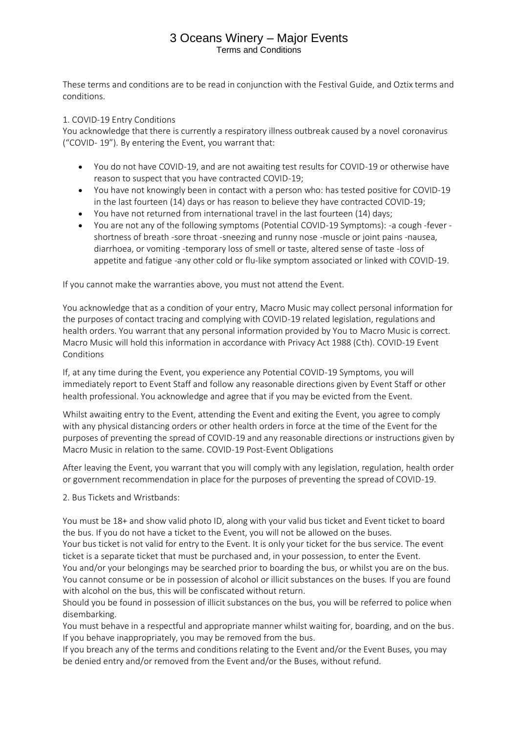# 3 Oceans Winery – Major Events

## Terms and Conditions

These terms and conditions are to be read in conjunction with the Festival Guide, and Oztix terms and conditions.

1. COVID-19 Entry Conditions

You acknowledge that there is currently a respiratory illness outbreak caused by a novel coronavirus ("COVID- 19"). By entering the Event, you warrant that:

- You do not have COVID-19, and are not awaiting test results for COVID-19 or otherwise have reason to suspect that you have contracted COVID-19;
- You have not knowingly been in contact with a person who: has tested positive for COVID-19 in the last fourteen (14) days or has reason to believe they have contracted COVID-19;
- You have not returned from international travel in the last fourteen (14) days;
- You are not any of the following symptoms (Potential COVID-19 Symptoms): -a cough -fever -shortness of breath -sore throat -sneezing and runny nose -muscle or joint pains -nausea, diarrhoea, or vomiting -temporary loss of smell or taste, altered sense of taste -loss of appetite and fatigue -any other cold or flu-like symptom associated or linked with COVID-19.

If you cannot make the warranties above, you must not attend the Event.

You acknowledge that as a condition of your entry, Macro Music may collect personal information for the purposes of contact tracing and complying with COVID-19 related legislation, regulations and health orders. You warrant that any personal information provided by You to Macro Music is correct. Macro Music will hold this information in accordance with Privacy Act 1988 (Cth). COVID-19 Event Conditions

If, at any time during the Event, you experience any Potential COVID-19 Symptoms, you will immediately report to Event Staff and follow any reasonable directions given by Event Staff or other health professional. You acknowledge and agree that if you may be evicted from the Event.

Whilst awaiting entry to the Event, attending the Event and exiting the Event, you agree to comply with any physical distancing orders or other health orders in force at the time of the Event for the purposes of preventing the spread of COVID-19 and any reasonable directions or instructions given by Macro Music in relation to the same. COVID-19 Post-Event Obligations

After leaving the Event, you warrant that you will comply with any legislation, regulation, health order or government recommendation in place for the purposes of preventing the spread of COVID-19.

2. Bus Tickets and Wristbands:

You must be 18+ and show valid photo ID, along with your valid bus ticket and Event ticket to board the bus. If you do not have a ticket to the Event, you will not be allowed on the buses.
Your bus ticket is not valid for entry to the Event. It is only your ticket for the bus service. The event ticket is a separate ticket that must be purchased and, in your possession, to enter the Event.
You and/or your belongings may be searched prior to boarding the bus, or whilst you are on the bus. You cannot consume or be in possession of alcohol or illicit substances on the buses. If you are found with alcohol on the bus, this will be confiscated without return.
Should you be found in possession of illicit substances on the bus, you will be referred to police when disembarking.
You must behave in a respectful and appropriate manner whilst waiting for, boarding, and on the bus. If you behave inappropriately, you may be removed from the bus.
If you breach any of the terms and conditions relating to the Event and/or the Event Buses, you may be denied entry and/or removed from the Event and/or the Buses, without refund.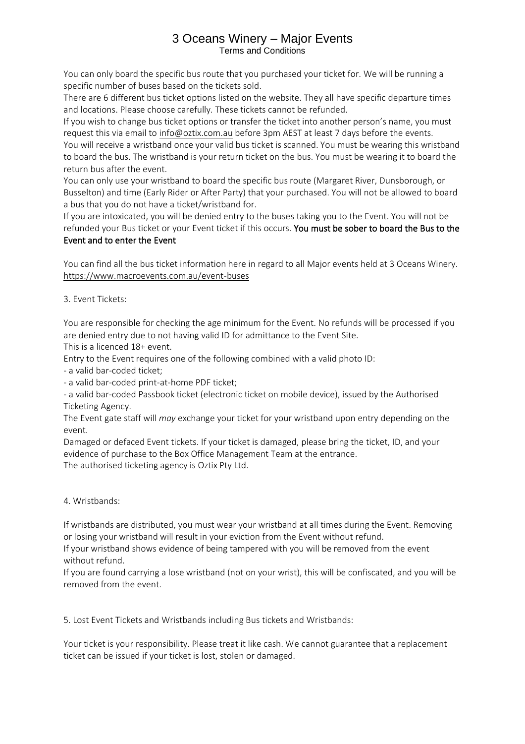# 3 Oceans Winery – Major Events

Terms and Conditions

You can only board the specific bus route that you purchased your ticket for. We will be running a specific number of buses based on the tickets sold.

There are 6 different bus ticket options listed on the website. They all have specific departure times and locations. Please choose carefully. These tickets cannot be refunded.

If you wish to change bus ticket options or transfer the ticket into another person's name, you must request this via email to info@oztix.com.au before 3pm AEST at least 7 days before the events.

You will receive a wristband once your valid bus ticket is scanned. You must be wearing this wristband to board the bus. The wristband is your return ticket on the bus. You must be wearing it to board the return bus after the event.

You can only use your wristband to board the specific bus route (Margaret River, Dunsborough, or Busselton) and time (Early Rider or After Party) that your purchased. You will not be allowed to board a bus that you do not have a ticket/wristband for.

If you are intoxicated, you will be denied entry to the buses taking you to the Event. You will not be refunded your Bus ticket or your Event ticket if this occurs. **You must be sober to board the Bus to the Event and to enter the Event**

You can find all the bus ticket information here in regard to all Major events held at 3 Oceans Winery. https://www.macroevents.com.au/event-buses

3. Event Tickets:

You are responsible for checking the age minimum for the Event. No refunds will be processed if you are denied entry due to not having valid ID for admittance to the Event Site.

This is a licenced 18+ event.

Entry to the Event requires one of the following combined with a valid photo ID:

- a valid bar-coded ticket;
- a valid bar-coded print-at-home PDF ticket;
- a valid bar-coded Passbook ticket (electronic ticket on mobile device), issued by the Authorised Ticketing Agency.

The Event gate staff will *may* exchange your ticket for your wristband upon entry depending on the event.

Damaged or defaced Event tickets. If your ticket is damaged, please bring the ticket, ID, and your evidence of purchase to the Box Office Management Team at the entrance.

The authorised ticketing agency is Oztix Pty Ltd.

4. Wristbands:

If wristbands are distributed, you must wear your wristband at all times during the Event. Removing or losing your wristband will result in your eviction from the Event without refund.

If your wristband shows evidence of being tampered with you will be removed from the event without refund.

If you are found carrying a lose wristband (not on your wrist), this will be confiscated, and you will be removed from the event.

5. Lost Event Tickets and Wristbands including Bus tickets and Wristbands:

Your ticket is your responsibility. Please treat it like cash. We cannot guarantee that a replacement ticket can be issued if your ticket is lost, stolen or damaged.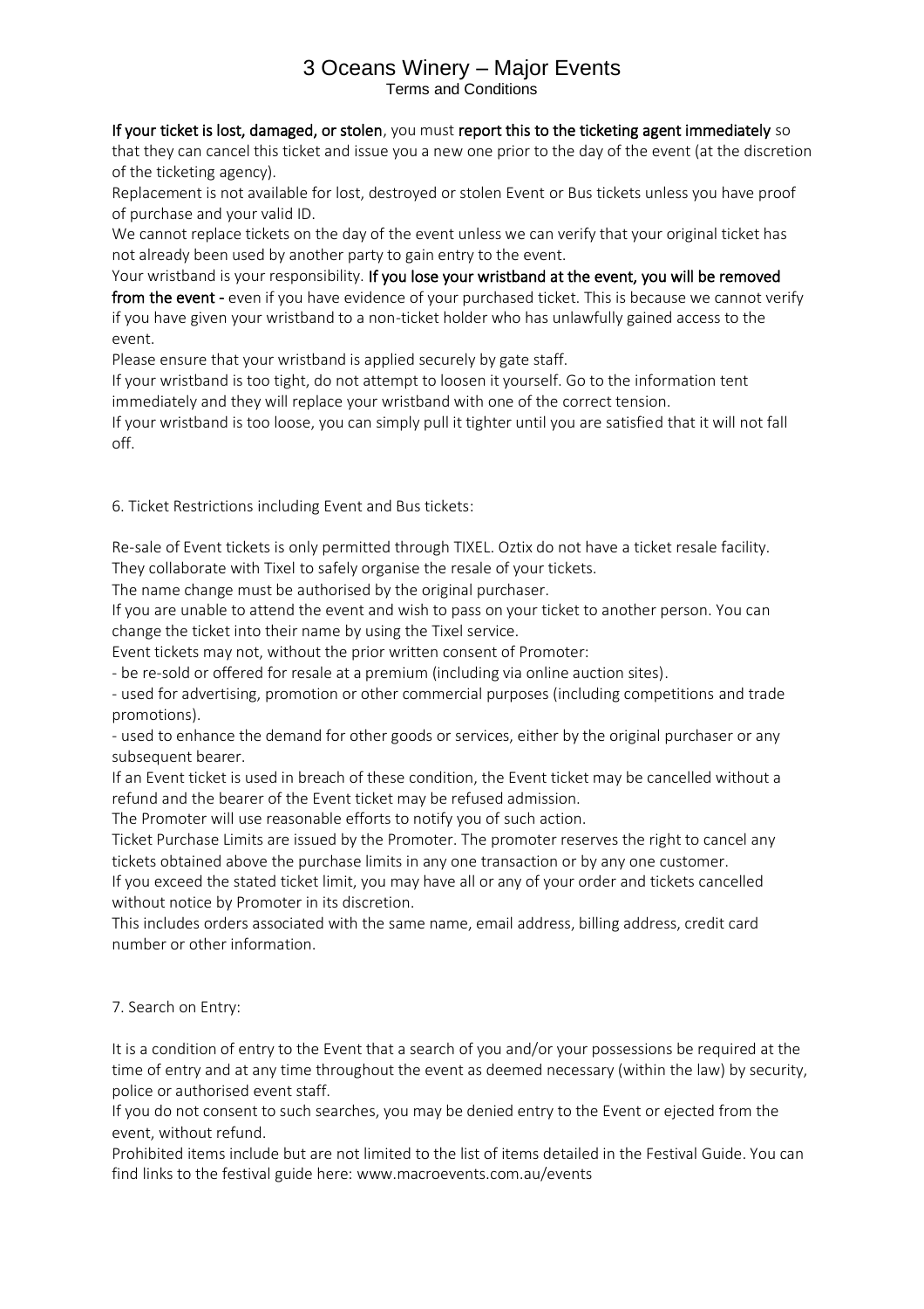# 3 Oceans Winery – Major Events

Terms and Conditions

**If your ticket is lost, damaged, or stolen**, you must **report this to the ticketing agent immediately** so that they can cancel this ticket and issue you a new one prior to the day of the event (at the discretion of the ticketing agency).

Replacement is not available for lost, destroyed or stolen Event or Bus tickets unless you have proof of purchase and your valid ID.

We cannot replace tickets on the day of the event unless we can verify that your original ticket has not already been used by another party to gain entry to the event.

Your wristband is your responsibility. **If you lose your wristband at the event, you will be removed from the event -** even if you have evidence of your purchased ticket. This is because we cannot verify if you have given your wristband to a non-ticket holder who has unlawfully gained access to the event.

Please ensure that your wristband is applied securely by gate staff.

If your wristband is too tight, do not attempt to loosen it yourself. Go to the information tent immediately and they will replace your wristband with one of the correct tension.

If your wristband is too loose, you can simply pull it tighter until you are satisfied that it will not fall off.

6. Ticket Restrictions including Event and Bus tickets:

Re-sale of Event tickets is only permitted through TIXEL. Oztix do not have a ticket resale facility. They collaborate with Tixel to safely organise the resale of your tickets.

The name change must be authorised by the original purchaser.

If you are unable to attend the event and wish to pass on your ticket to another person. You can change the ticket into their name by using the Tixel service.

Event tickets may not, without the prior written consent of Promoter:

- be re-sold or offered for resale at a premium (including via online auction sites).
- used for advertising, promotion or other commercial purposes (including competitions and trade promotions).
- used to enhance the demand for other goods or services, either by the original purchaser or any subsequent bearer.

If an Event ticket is used in breach of these condition, the Event ticket may be cancelled without a refund and the bearer of the Event ticket may be refused admission.

The Promoter will use reasonable efforts to notify you of such action.

Ticket Purchase Limits are issued by the Promoter. The promoter reserves the right to cancel any tickets obtained above the purchase limits in any one transaction or by any one customer.

If you exceed the stated ticket limit, you may have all or any of your order and tickets cancelled without notice by Promoter in its discretion.

This includes orders associated with the same name, email address, billing address, credit card number or other information.

7. Search on Entry:

It is a condition of entry to the Event that a search of you and/or your possessions be required at the time of entry and at any time throughout the event as deemed necessary (within the law) by security, police or authorised event staff.

If you do not consent to such searches, you may be denied entry to the Event or ejected from the event, without refund.

Prohibited items include but are not limited to the list of items detailed in the Festival Guide. You can find links to the festival guide here: www.macroevents.com.au/events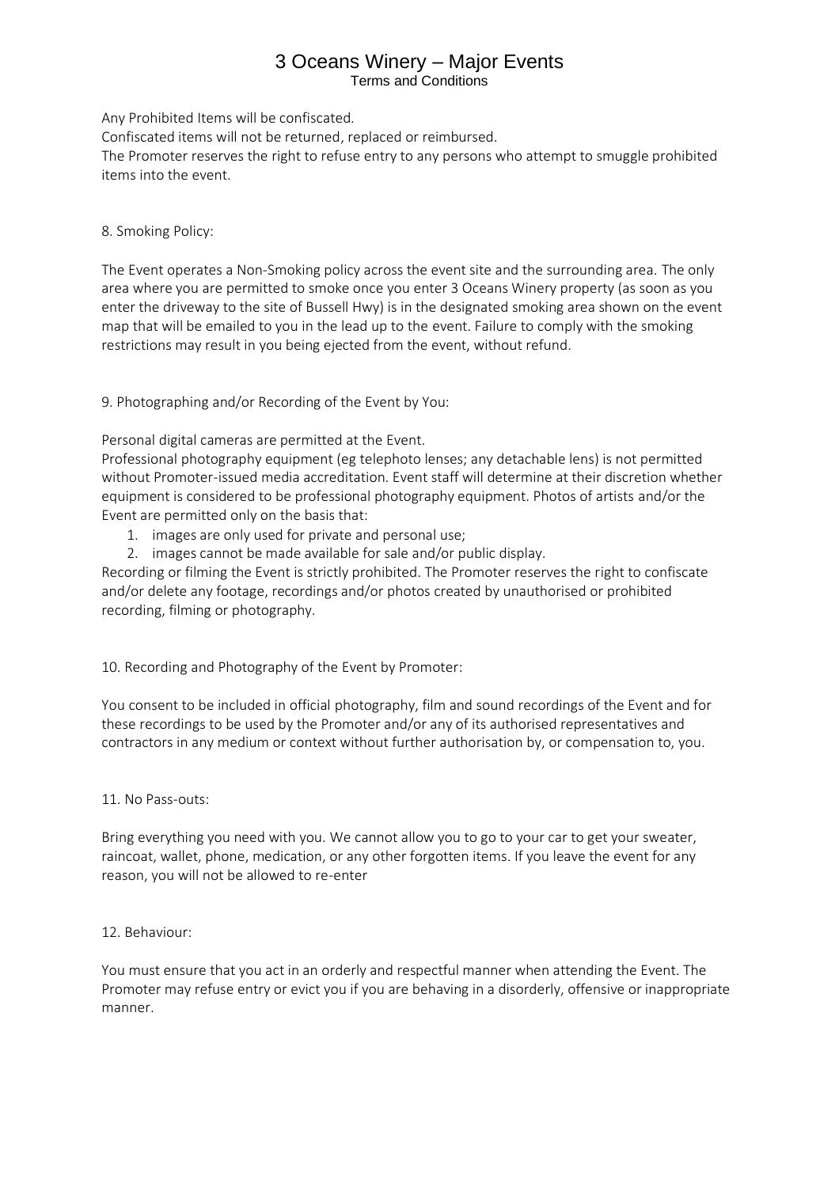Any Prohibited Items will be confiscated.

Confiscated items will not be returned, replaced or reimbursed.

The Promoter reserves the right to refuse entry to any persons who attempt to smuggle prohibited items into the event.

8. Smoking Policy:

The Event operates a Non-Smoking policy across the event site and the surrounding area. The only area where you are permitted to smoke once you enter 3 Oceans Winery property (as soon as you enter the driveway to the site of Bussell Hwy) is in the designated smoking area shown on the event map that will be emailed to you in the lead up to the event. Failure to comply with the smoking restrictions may result in you being ejected from the event, without refund.

9. Photographing and/or Recording of the Event by You:

Personal digital cameras are permitted at the Event.

Professional photography equipment (eg telephoto lenses; any detachable lens) is not permitted without Promoter-issued media accreditation. Event staff will determine at their discretion whether equipment is considered to be professional photography equipment. Photos of artists and/or the Event are permitted only on the basis that:

1. images are only used for private and personal use;
2. images cannot be made available for sale and/or public display.

Recording or filming the Event is strictly prohibited. The Promoter reserves the right to confiscate and/or delete any footage, recordings and/or photos created by unauthorised or prohibited recording, filming or photography.

10. Recording and Photography of the Event by Promoter:

You consent to be included in official photography, film and sound recordings of the Event and for these recordings to be used by the Promoter and/or any of its authorised representatives and contractors in any medium or context without further authorisation by, or compensation to, you.

11. No Pass-outs:

Bring everything you need with you. We cannot allow you to go to your car to get your sweater, raincoat, wallet, phone, medication, or any other forgotten items. If you leave the event for any reason, you will not be allowed to re-enter

12. Behaviour:

You must ensure that you act in an orderly and respectful manner when attending the Event. The Promoter may refuse entry or evict you if you are behaving in a disorderly, offensive or inappropriate manner.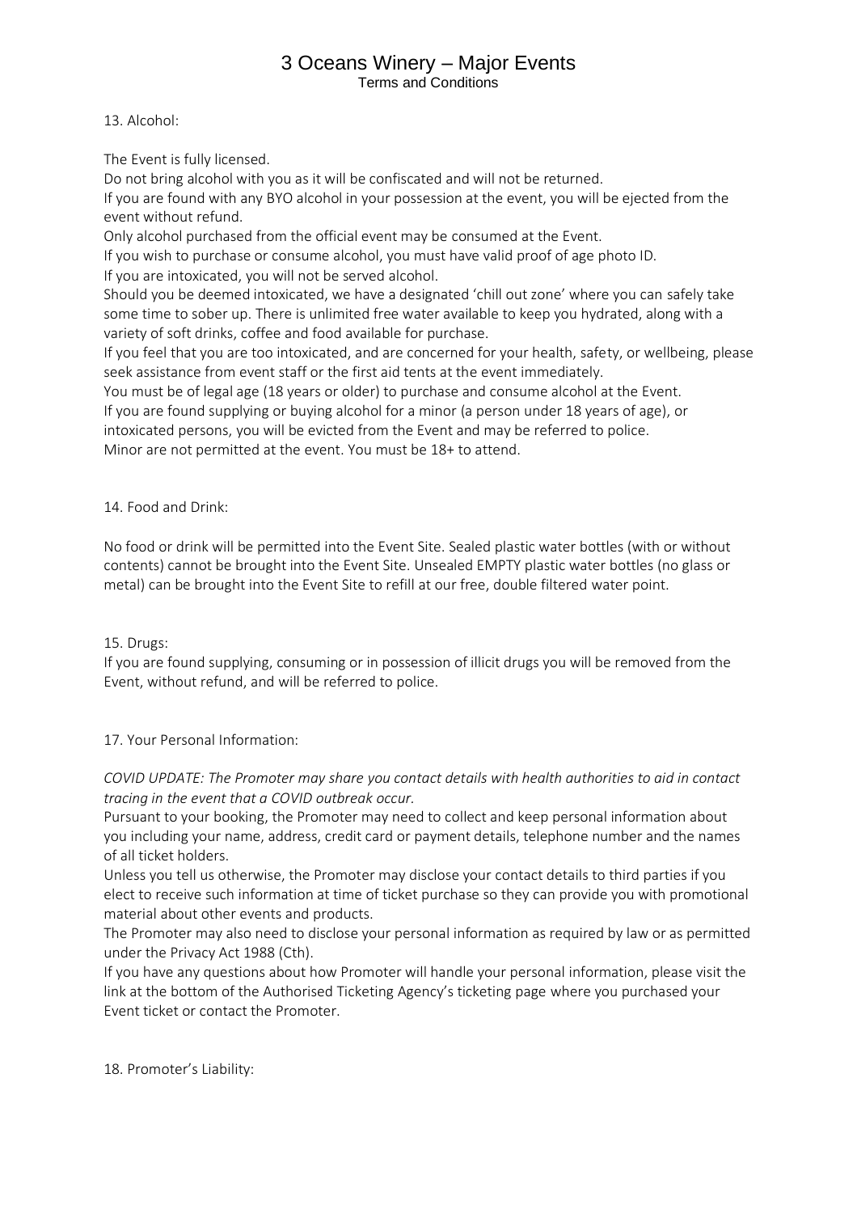13. Alcohol:

The Event is fully licensed.
Do not bring alcohol with you as it will be confiscated and will not be returned.
If you are found with any BYO alcohol in your possession at the event, you will be ejected from the event without refund.
Only alcohol purchased from the official event may be consumed at the Event.
If you wish to purchase or consume alcohol, you must have valid proof of age photo ID.
If you are intoxicated, you will not be served alcohol.
Should you be deemed intoxicated, we have a designated 'chill out zone' where you can safely take some time to sober up. There is unlimited free water available to keep you hydrated, along with a variety of soft drinks, coffee and food available for purchase.
If you feel that you are too intoxicated, and are concerned for your health, safety, or wellbeing, please seek assistance from event staff or the first aid tents at the event immediately.
You must be of legal age (18 years or older) to purchase and consume alcohol at the Event.
If you are found supplying or buying alcohol for a minor (a person under 18 years of age), or intoxicated persons, you will be evicted from the Event and may be referred to police.
Minor are not permitted at the event. You must be 18+ to attend.

14. Food and Drink:

No food or drink will be permitted into the Event Site. Sealed plastic water bottles (with or without contents) cannot be brought into the Event Site. Unsealed EMPTY plastic water bottles (no glass or metal) can be brought into the Event Site to refill at our free, double filtered water point.

15. Drugs:
If you are found supplying, consuming or in possession of illicit drugs you will be removed from the Event, without refund, and will be referred to police.

17. Your Personal Information:

*COVID UPDATE: The Promoter may share you contact details with health authorities to aid in contact tracing in the event that a COVID outbreak occur.*
Pursuant to your booking, the Promoter may need to collect and keep personal information about you including your name, address, credit card or payment details, telephone number and the names of all ticket holders.
Unless you tell us otherwise, the Promoter may disclose your contact details to third parties if you elect to receive such information at time of ticket purchase so they can provide you with promotional material about other events and products.
The Promoter may also need to disclose your personal information as required by law or as permitted under the Privacy Act 1988 (Cth).
If you have any questions about how Promoter will handle your personal information, please visit the link at the bottom of the Authorised Ticketing Agency's ticketing page where you purchased your Event ticket or contact the Promoter.

18. Promoter's Liability: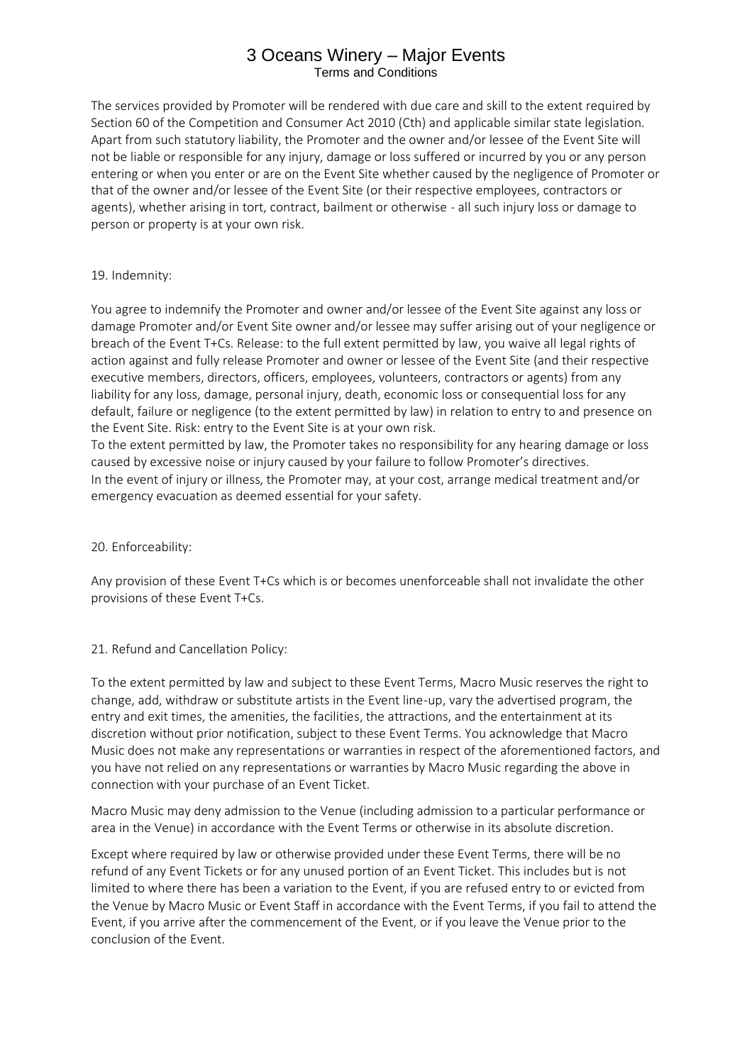The services provided by Promoter will be rendered with due care and skill to the extent required by Section 60 of the Competition and Consumer Act 2010 (Cth) and applicable similar state legislation. Apart from such statutory liability, the Promoter and the owner and/or lessee of the Event Site will not be liable or responsible for any injury, damage or loss suffered or incurred by you or any person entering or when you enter or are on the Event Site whether caused by the negligence of Promoter or that of the owner and/or lessee of the Event Site (or their respective employees, contractors or agents), whether arising in tort, contract, bailment or otherwise - all such injury loss or damage to person or property is at your own risk.

19. Indemnity:

You agree to indemnify the Promoter and owner and/or lessee of the Event Site against any loss or damage Promoter and/or Event Site owner and/or lessee may suffer arising out of your negligence or breach of the Event T+Cs. Release: to the full extent permitted by law, you waive all legal rights of action against and fully release Promoter and owner or lessee of the Event Site (and their respective executive members, directors, officers, employees, volunteers, contractors or agents) from any liability for any loss, damage, personal injury, death, economic loss or consequential loss for any default, failure or negligence (to the extent permitted by law) in relation to entry to and presence on the Event Site. Risk: entry to the Event Site is at your own risk.
To the extent permitted by law, the Promoter takes no responsibility for any hearing damage or loss caused by excessive noise or injury caused by your failure to follow Promoter's directives.
In the event of injury or illness, the Promoter may, at your cost, arrange medical treatment and/or emergency evacuation as deemed essential for your safety.

20. Enforceability:

Any provision of these Event T+Cs which is or becomes unenforceable shall not invalidate the other provisions of these Event T+Cs.

21. Refund and Cancellation Policy:

To the extent permitted by law and subject to these Event Terms, Macro Music reserves the right to change, add, withdraw or substitute artists in the Event line-up, vary the advertised program, the entry and exit times, the amenities, the facilities, the attractions, and the entertainment at its discretion without prior notification, subject to these Event Terms. You acknowledge that Macro Music does not make any representations or warranties in respect of the aforementioned factors, and you have not relied on any representations or warranties by Macro Music regarding the above in connection with your purchase of an Event Ticket.

Macro Music may deny admission to the Venue (including admission to a particular performance or area in the Venue) in accordance with the Event Terms or otherwise in its absolute discretion.

Except where required by law or otherwise provided under these Event Terms, there will be no refund of any Event Tickets or for any unused portion of an Event Ticket. This includes but is not limited to where there has been a variation to the Event, if you are refused entry to or evicted from the Venue by Macro Music or Event Staff in accordance with the Event Terms, if you fail to attend the Event, if you arrive after the commencement of the Event, or if you leave the Venue prior to the conclusion of the Event.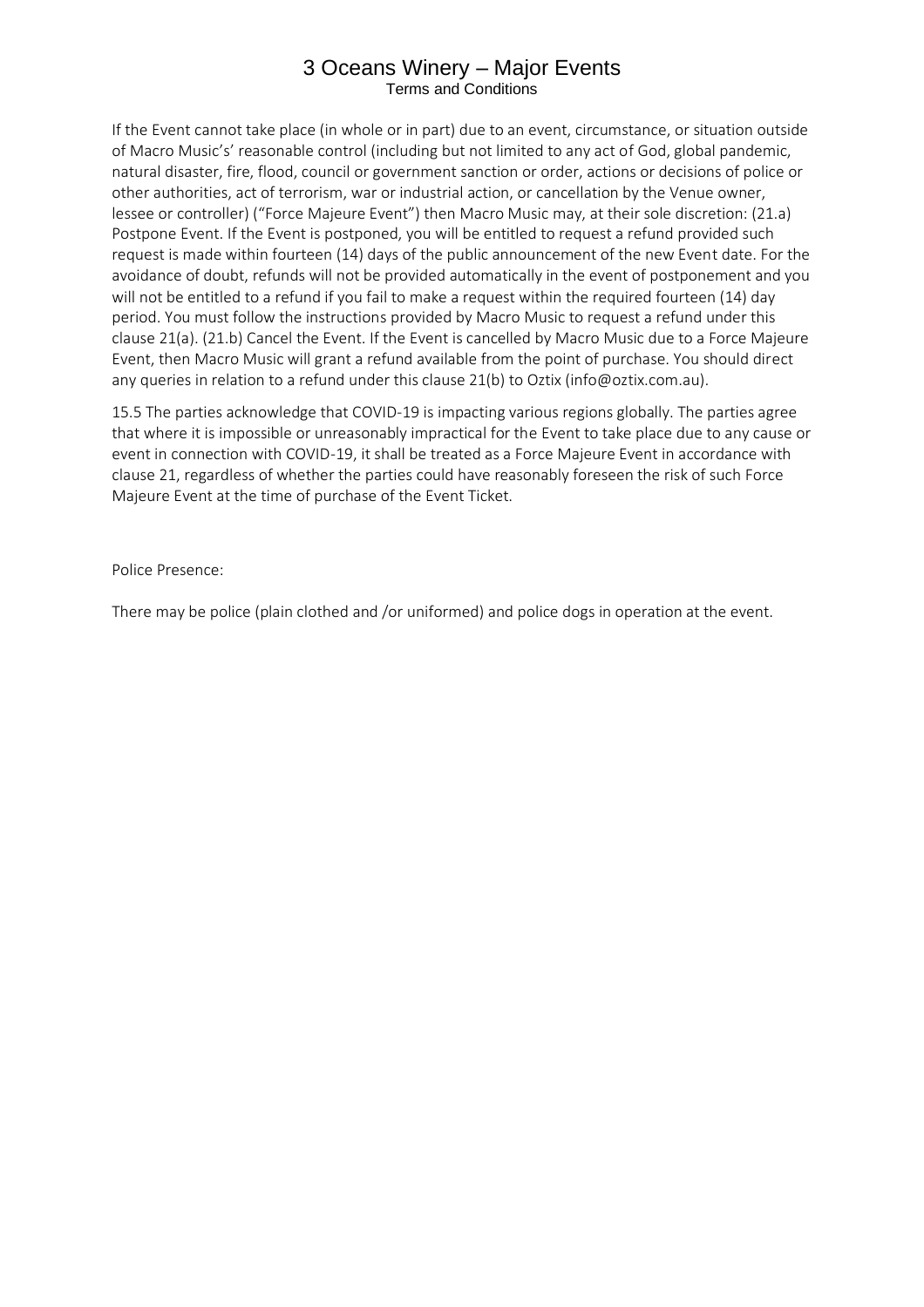If the Event cannot take place (in whole or in part) due to an event, circumstance, or situation outside of Macro Music's' reasonable control (including but not limited to any act of God, global pandemic, natural disaster, fire, flood, council or government sanction or order, actions or decisions of police or other authorities, act of terrorism, war or industrial action, or cancellation by the Venue owner, lessee or controller) ("Force Majeure Event") then Macro Music may, at their sole discretion: (21.a) Postpone Event. If the Event is postponed, you will be entitled to request a refund provided such request is made within fourteen (14) days of the public announcement of the new Event date. For the avoidance of doubt, refunds will not be provided automatically in the event of postponement and you will not be entitled to a refund if you fail to make a request within the required fourteen (14) day period. You must follow the instructions provided by Macro Music to request a refund under this clause 21(a). (21.b) Cancel the Event. If the Event is cancelled by Macro Music due to a Force Majeure Event, then Macro Music will grant a refund available from the point of purchase. You should direct any queries in relation to a refund under this clause 21(b) to Oztix (info@oztix.com.au).

15.5 The parties acknowledge that COVID-19 is impacting various regions globally. The parties agree that where it is impossible or unreasonably impractical for the Event to take place due to any cause or event in connection with COVID-19, it shall be treated as a Force Majeure Event in accordance with clause 21, regardless of whether the parties could have reasonably foreseen the risk of such Force Majeure Event at the time of purchase of the Event Ticket.

Police Presence:

There may be police (plain clothed and /or uniformed) and police dogs in operation at the event.